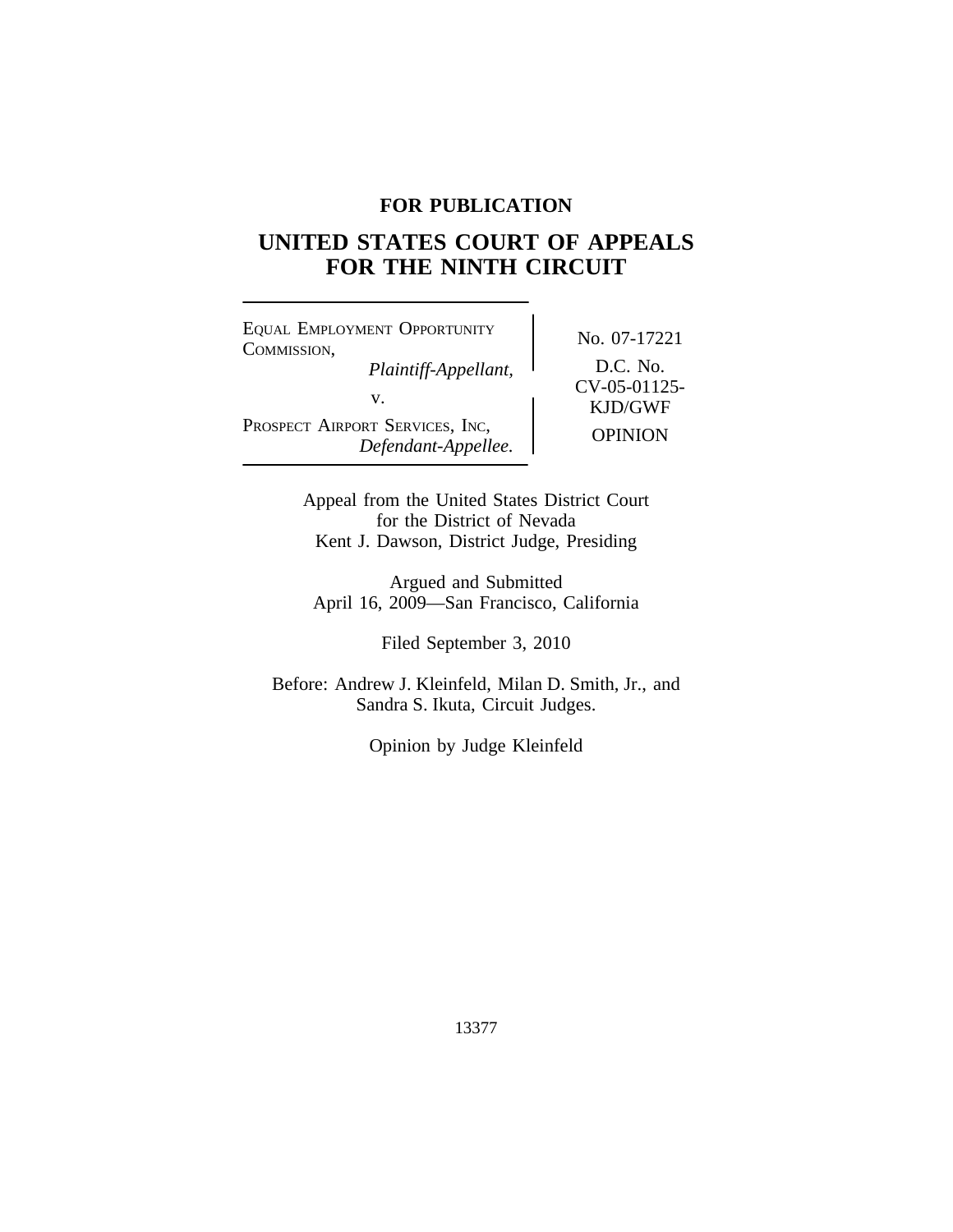**FOR PUBLICATION**

# UNITED STATES COURT OF APPEALS FOR THE NINTH CIRCUIT

| | |
|---|---|
| EQUAL EMPLOYMENT OPPORTUNITY COMMISSION, *Plaintiff-Appellant,* v. PROSPECT AIRPORT SERVICES, INC, *Defendant-Appellee.* | No. 07-17221 D.C. No. CV-05-01125-KJD/GWF OPINION |

Appeal from the United States District Court for the District of Nevada
Kent J. Dawson, District Judge, Presiding

Argued and Submitted
April 16, 2009—San Francisco, California

Filed September 3, 2010

Before: Andrew J. Kleinfeld, Milan D. Smith, Jr., and Sandra S. Ikuta, Circuit Judges.

Opinion by Judge Kleinfeld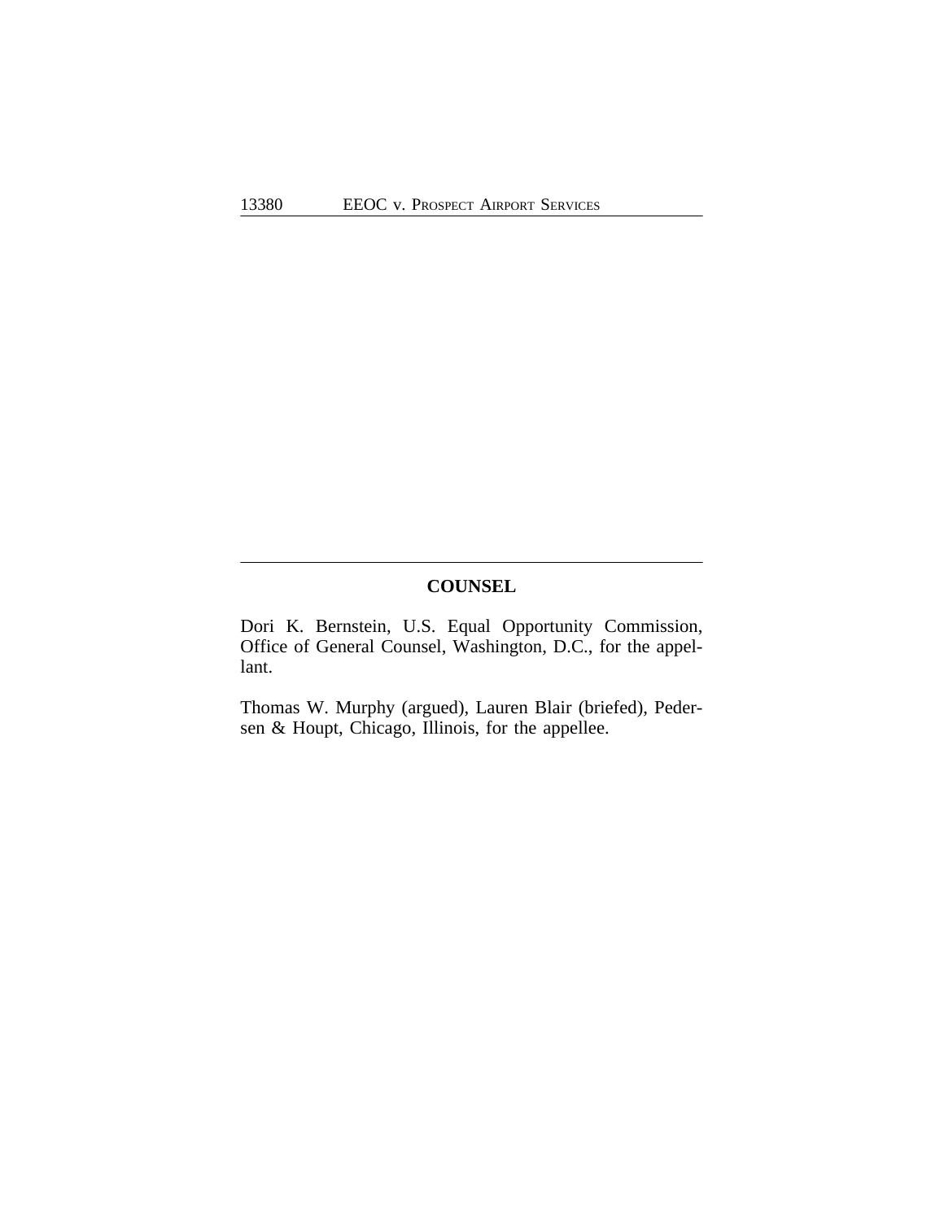## COUNSEL

Dori K. Bernstein, U.S. Equal Opportunity Commission, Office of General Counsel, Washington, D.C., for the appellant.

Thomas W. Murphy (argued), Lauren Blair (briefed), Pedersen & Houpt, Chicago, Illinois, for the appellee.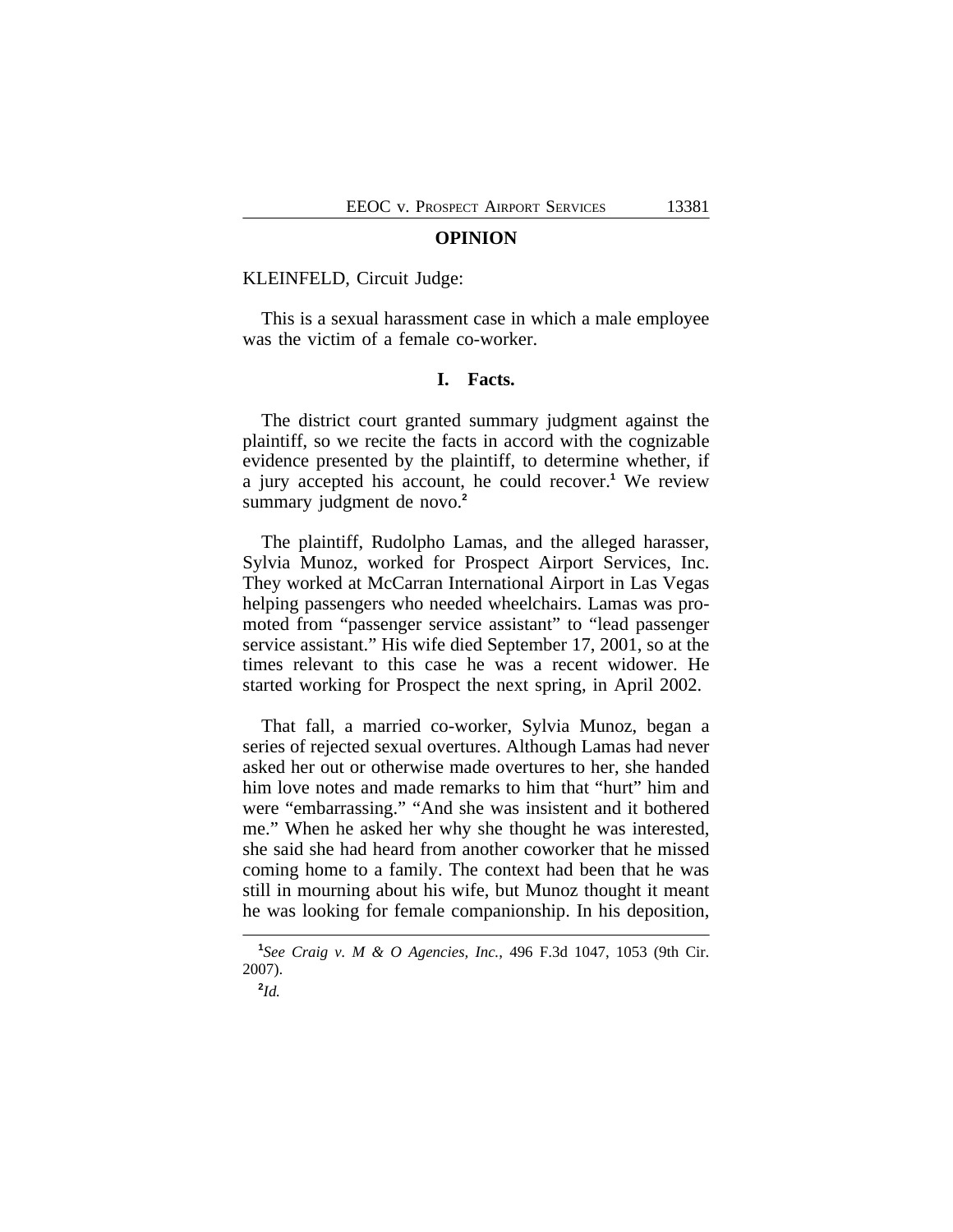## OPINION

KLEINFELD, Circuit Judge:

This is a sexual harassment case in which a male employee was the victim of a female co-worker.

### I. Facts.

The district court granted summary judgment against the plaintiff, so we recite the facts in accord with the cognizable evidence presented by the plaintiff, to determine whether, if a jury accepted his account, he could recover.[1] We review summary judgment de novo.[2]

The plaintiff, Rudolpho Lamas, and the alleged harasser, Sylvia Munoz, worked for Prospect Airport Services, Inc. They worked at McCarran International Airport in Las Vegas helping passengers who needed wheelchairs. Lamas was promoted from "passenger service assistant" to "lead passenger service assistant." His wife died September 17, 2001, so at the times relevant to this case he was a recent widower. He started working for Prospect the next spring, in April 2002.

That fall, a married co-worker, Sylvia Munoz, began a series of rejected sexual overtures. Although Lamas had never asked her out or otherwise made overtures to her, she handed him love notes and made remarks to him that "hurt" him and were "embarrassing." "And she was insistent and it bothered me." When he asked her why she thought he was interested, she said she had heard from another coworker that he missed coming home to a family. The context had been that he was still in mourning about his wife, but Munoz thought it meant he was looking for female companionship. In his deposition,

[1] *See Craig v. M & O Agencies, Inc.*, 496 F.3d 1047, 1053 (9th Cir. 2007).

[2] *Id.*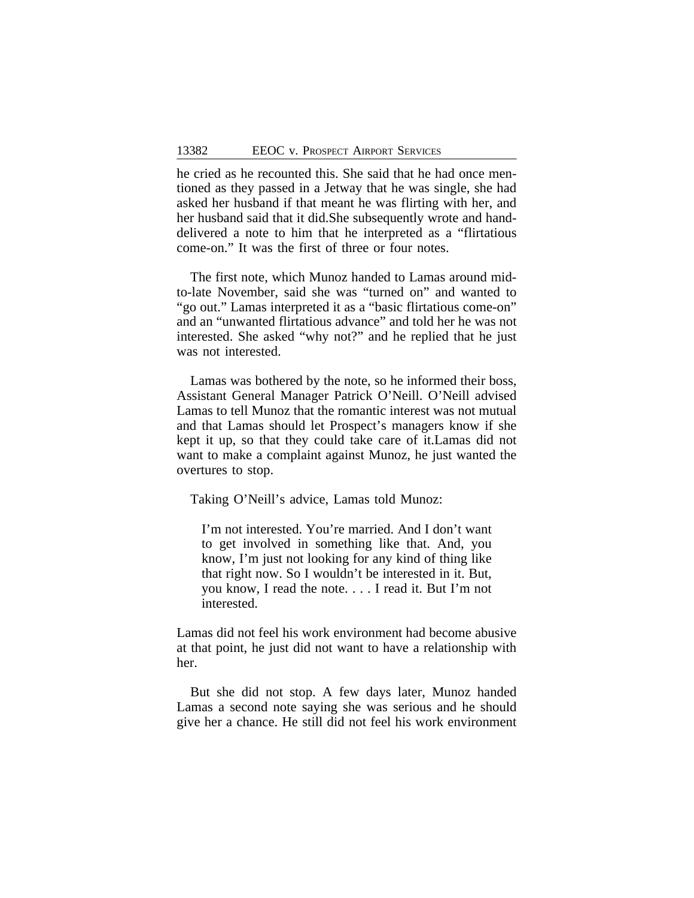he cried as he recounted this. She said that he had once mentioned as they passed in a Jetway that he was single, she had asked her husband if that meant he was flirting with her, and her husband said that it did.She subsequently wrote and hand-delivered a note to him that he interpreted as a "flirtatious come-on." It was the first of three or four notes.

The first note, which Munoz handed to Lamas around mid-to-late November, said she was "turned on" and wanted to "go out." Lamas interpreted it as a "basic flirtatious come-on" and an "unwanted flirtatious advance" and told her he was not interested. She asked "why not?" and he replied that he just was not interested.

Lamas was bothered by the note, so he informed their boss, Assistant General Manager Patrick O'Neill. O'Neill advised Lamas to tell Munoz that the romantic interest was not mutual and that Lamas should let Prospect's managers know if she kept it up, so that they could take care of it.Lamas did not want to make a complaint against Munoz, he just wanted the overtures to stop.

Taking O'Neill's advice, Lamas told Munoz:

> I'm not interested. You're married. And I don't want to get involved in something like that. And, you know, I'm just not looking for any kind of thing like that right now. So I wouldn't be interested in it. But, you know, I read the note. . . . I read it. But I'm not interested.

Lamas did not feel his work environment had become abusive at that point, he just did not want to have a relationship with her.

But she did not stop. A few days later, Munoz handed Lamas a second note saying she was serious and he should give her a chance. He still did not feel his work environment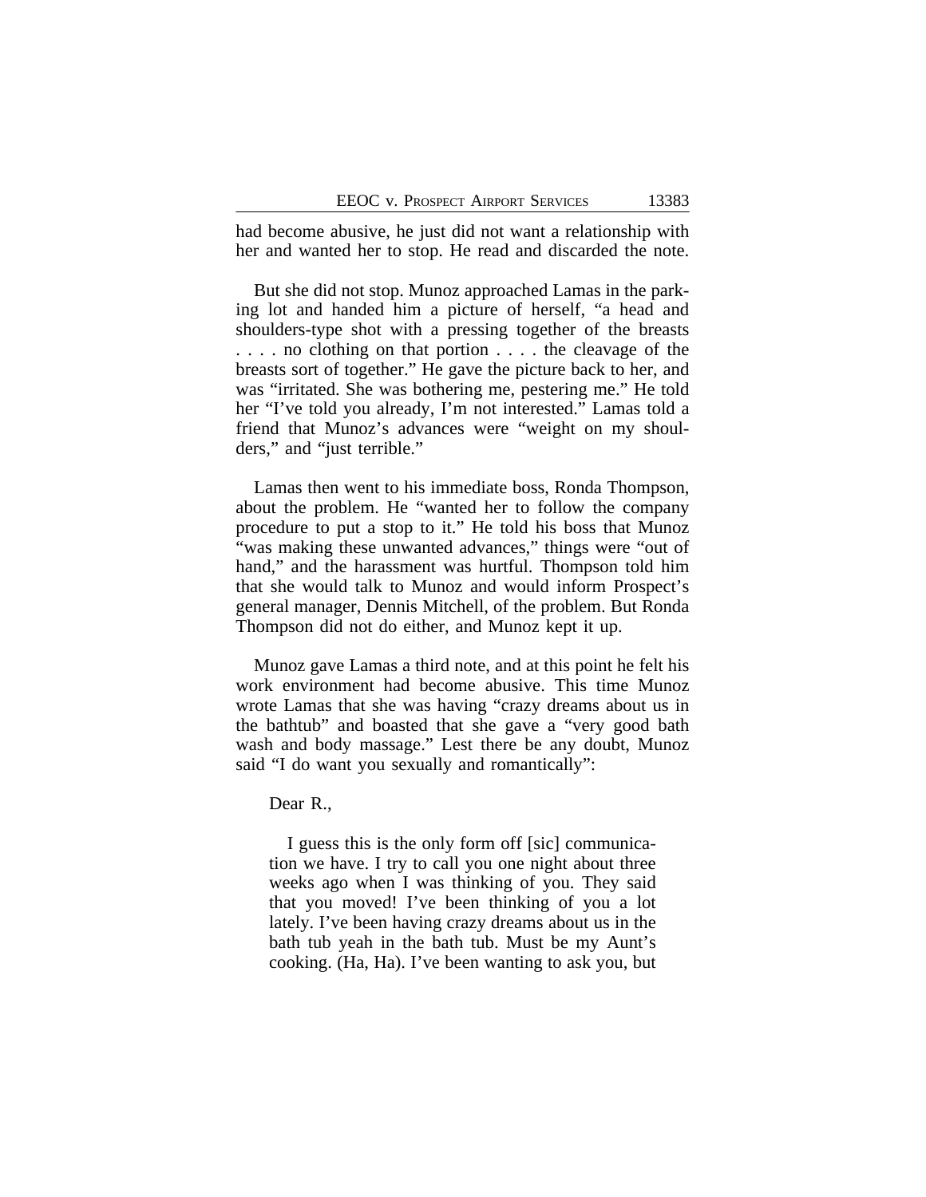had become abusive, he just did not want a relationship with her and wanted her to stop. He read and discarded the note.

But she did not stop. Munoz approached Lamas in the parking lot and handed him a picture of herself, "a head and shoulders-type shot with a pressing together of the breasts . . . . no clothing on that portion . . . . the cleavage of the breasts sort of together." He gave the picture back to her, and was "irritated. She was bothering me, pestering me." He told her "I've told you already, I'm not interested." Lamas told a friend that Munoz's advances were "weight on my shoulders," and "just terrible."

Lamas then went to his immediate boss, Ronda Thompson, about the problem. He "wanted her to follow the company procedure to put a stop to it." He told his boss that Munoz "was making these unwanted advances," things were "out of hand," and the harassment was hurtful. Thompson told him that she would talk to Munoz and would inform Prospect's general manager, Dennis Mitchell, of the problem. But Ronda Thompson did not do either, and Munoz kept it up.

Munoz gave Lamas a third note, and at this point he felt his work environment had become abusive. This time Munoz wrote Lamas that she was having "crazy dreams about us in the bathtub" and boasted that she gave a "very good bath wash and body massage." Lest there be any doubt, Munoz said "I do want you sexually and romantically":

> Dear R.,
>
> I guess this is the only form off [sic] communication we have. I try to call you one night about three weeks ago when I was thinking of you. They said that you moved! I've been thinking of you a lot lately. I've been having crazy dreams about us in the bath tub yeah in the bath tub. Must be my Aunt's cooking. (Ha, Ha). I've been wanting to ask you, but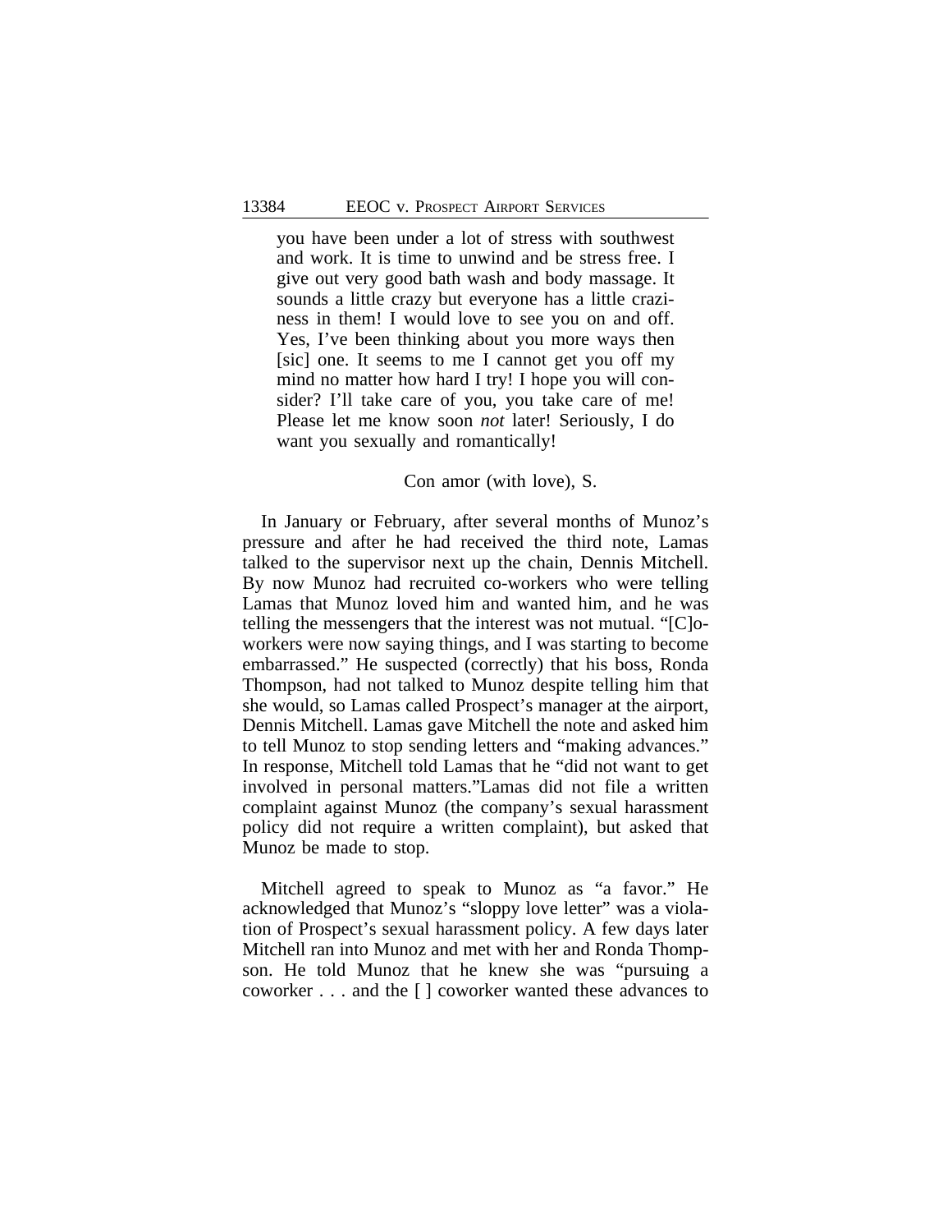> you have been under a lot of stress with southwest and work. It is time to unwind and be stress free. I give out very good bath wash and body massage. It sounds a little crazy but everyone has a little craziness in them! I would love to see you on and off. Yes, I've been thinking about you more ways then [sic] one. It seems to me I cannot get you off my mind no matter how hard I try! I hope you will consider? I'll take care of you, you take care of me! Please let me know soon *not* later! Seriously, I do want you sexually and romantically!
>
> Con amor (with love), S.

In January or February, after several months of Munoz's pressure and after he had received the third note, Lamas talked to the supervisor next up the chain, Dennis Mitchell. By now Munoz had recruited co-workers who were telling Lamas that Munoz loved him and wanted him, and he was telling the messengers that the interest was not mutual. "[C]oworkers were now saying things, and I was starting to become embarrassed." He suspected (correctly) that his boss, Ronda Thompson, had not talked to Munoz despite telling him that she would, so Lamas called Prospect's manager at the airport, Dennis Mitchell. Lamas gave Mitchell the note and asked him to tell Munoz to stop sending letters and "making advances." In response, Mitchell told Lamas that he "did not want to get involved in personal matters."Lamas did not file a written complaint against Munoz (the company's sexual harassment policy did not require a written complaint), but asked that Munoz be made to stop.

Mitchell agreed to speak to Munoz as "a favor." He acknowledged that Munoz's "sloppy love letter" was a violation of Prospect's sexual harassment policy. A few days later Mitchell ran into Munoz and met with her and Ronda Thompson. He told Munoz that he knew she was "pursuing a coworker . . . and the [ ] coworker wanted these advances to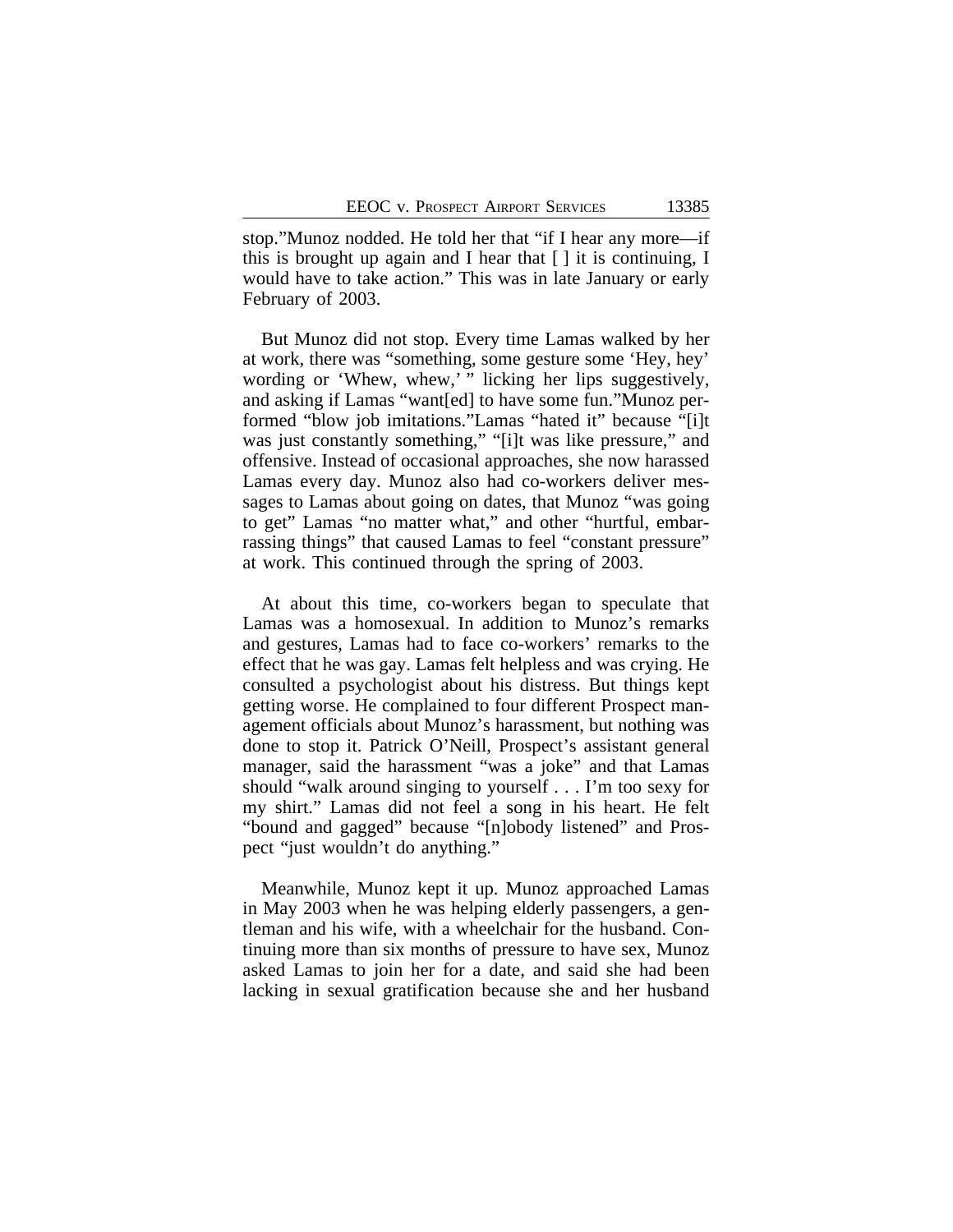stop."Munoz nodded. He told her that "if I hear any more—if this is brought up again and I hear that [ ] it is continuing, I would have to take action." This was in late January or early February of 2003.

But Munoz did not stop. Every time Lamas walked by her at work, there was "something, some gesture some 'Hey, hey' wording or 'Whew, whew,' " licking her lips suggestively, and asking if Lamas "want[ed] to have some fun."Munoz performed "blow job imitations."Lamas "hated it" because "[i]t was just constantly something," "[i]t was like pressure," and offensive. Instead of occasional approaches, she now harassed Lamas every day. Munoz also had co-workers deliver messages to Lamas about going on dates, that Munoz "was going to get" Lamas "no matter what," and other "hurtful, embarrassing things" that caused Lamas to feel "constant pressure" at work. This continued through the spring of 2003.

At about this time, co-workers began to speculate that Lamas was a homosexual. In addition to Munoz's remarks and gestures, Lamas had to face co-workers' remarks to the effect that he was gay. Lamas felt helpless and was crying. He consulted a psychologist about his distress. But things kept getting worse. He complained to four different Prospect management officials about Munoz's harassment, but nothing was done to stop it. Patrick O'Neill, Prospect's assistant general manager, said the harassment "was a joke" and that Lamas should "walk around singing to yourself . . . I'm too sexy for my shirt." Lamas did not feel a song in his heart. He felt "bound and gagged" because "[n]obody listened" and Prospect "just wouldn't do anything."

Meanwhile, Munoz kept it up. Munoz approached Lamas in May 2003 when he was helping elderly passengers, a gentleman and his wife, with a wheelchair for the husband. Continuing more than six months of pressure to have sex, Munoz asked Lamas to join her for a date, and said she had been lacking in sexual gratification because she and her husband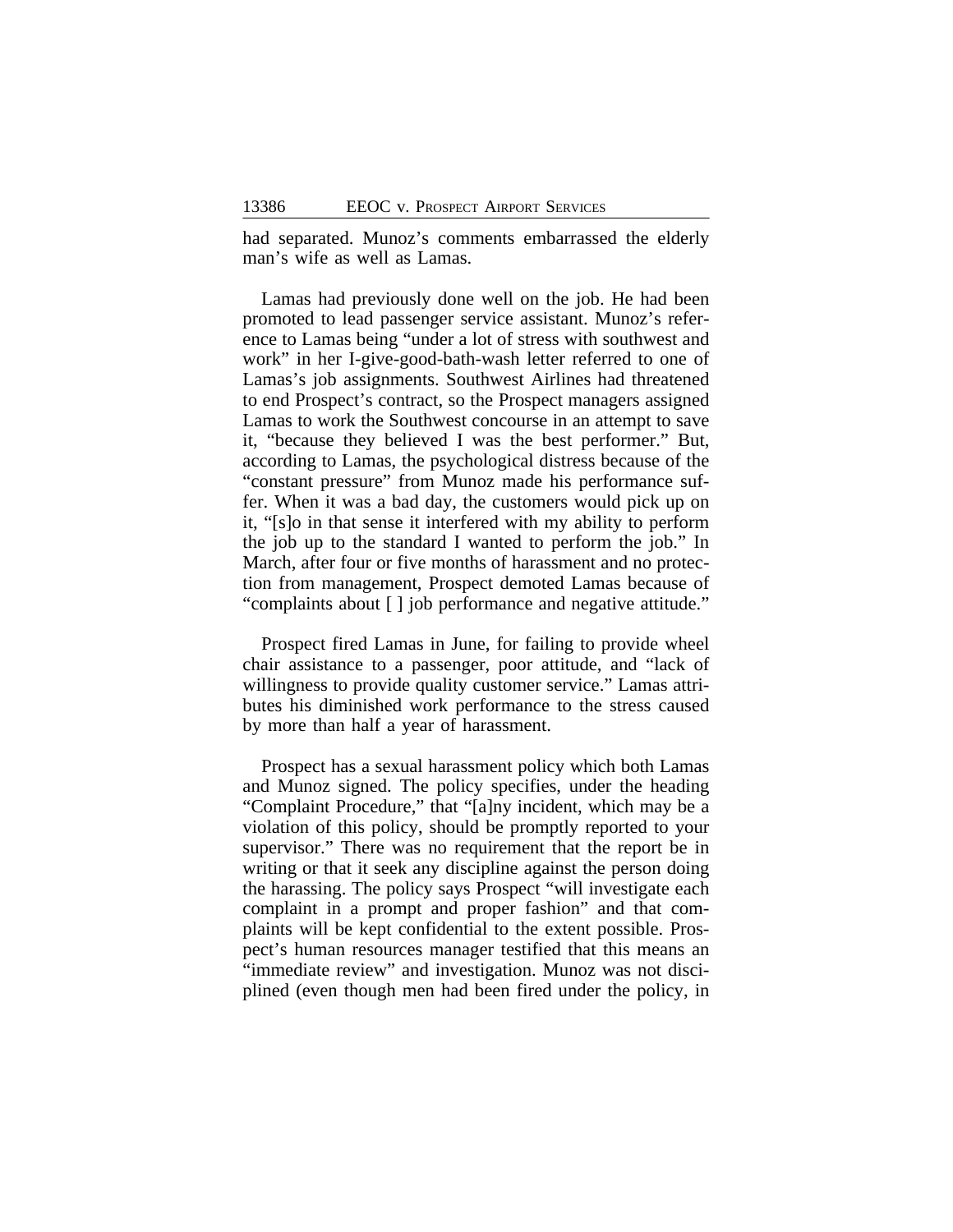had separated. Munoz's comments embarrassed the elderly man's wife as well as Lamas.

Lamas had previously done well on the job. He had been promoted to lead passenger service assistant. Munoz's reference to Lamas being "under a lot of stress with southwest and work" in her I-give-good-bath-wash letter referred to one of Lamas's job assignments. Southwest Airlines had threatened to end Prospect's contract, so the Prospect managers assigned Lamas to work the Southwest concourse in an attempt to save it, "because they believed I was the best performer." But, according to Lamas, the psychological distress because of the "constant pressure" from Munoz made his performance suffer. When it was a bad day, the customers would pick up on it, "[s]o in that sense it interfered with my ability to perform the job up to the standard I wanted to perform the job." In March, after four or five months of harassment and no protection from management, Prospect demoted Lamas because of "complaints about [ ] job performance and negative attitude."

Prospect fired Lamas in June, for failing to provide wheel chair assistance to a passenger, poor attitude, and "lack of willingness to provide quality customer service." Lamas attributes his diminished work performance to the stress caused by more than half a year of harassment.

Prospect has a sexual harassment policy which both Lamas and Munoz signed. The policy specifies, under the heading "Complaint Procedure," that "[a]ny incident, which may be a violation of this policy, should be promptly reported to your supervisor." There was no requirement that the report be in writing or that it seek any discipline against the person doing the harassing. The policy says Prospect "will investigate each complaint in a prompt and proper fashion" and that complaints will be kept confidential to the extent possible. Prospect's human resources manager testified that this means an "immediate review" and investigation. Munoz was not disciplined (even though men had been fired under the policy, in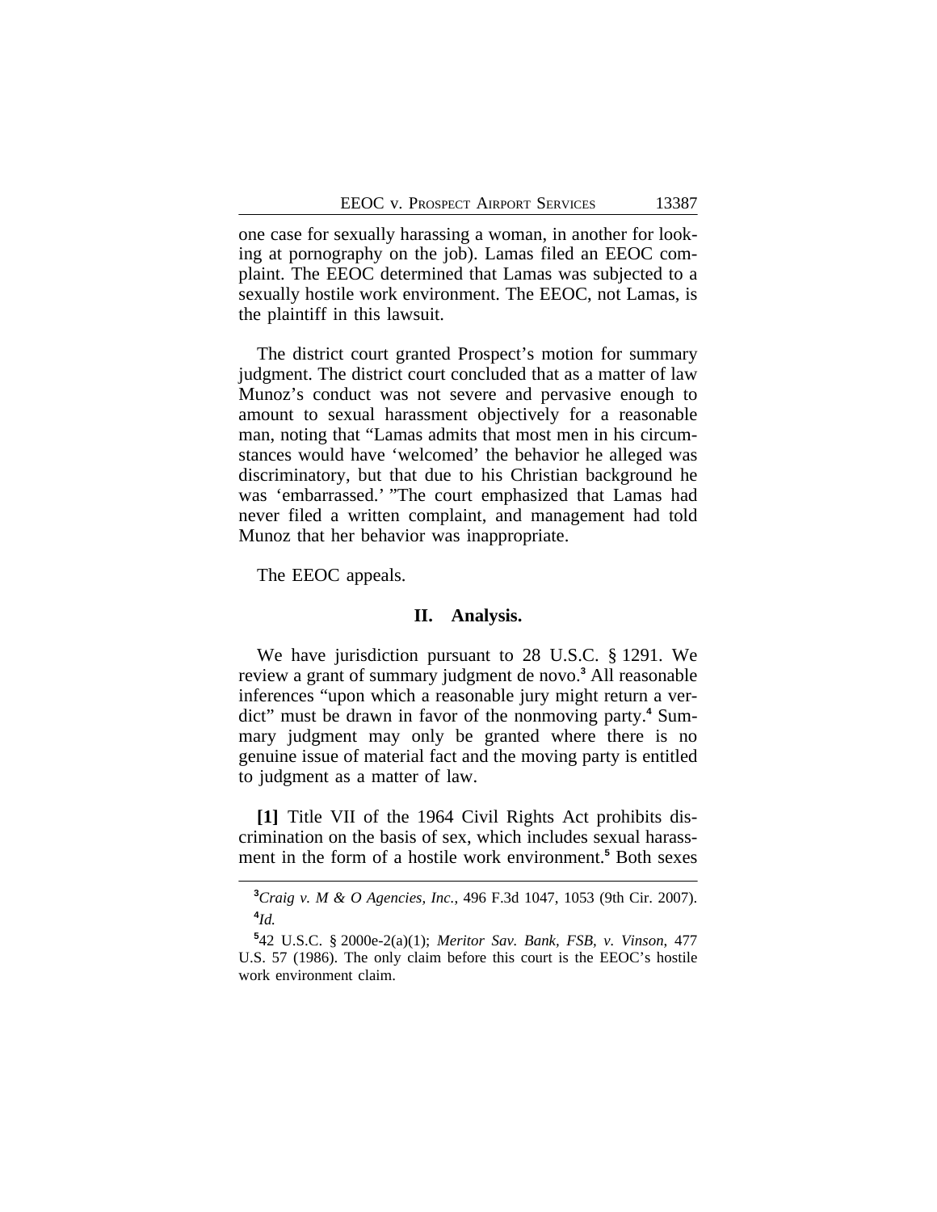one case for sexually harassing a woman, in another for looking at pornography on the job). Lamas filed an EEOC complaint. The EEOC determined that Lamas was subjected to a sexually hostile work environment. The EEOC, not Lamas, is the plaintiff in this lawsuit.

The district court granted Prospect's motion for summary judgment. The district court concluded that as a matter of law Munoz's conduct was not severe and pervasive enough to amount to sexual harassment objectively for a reasonable man, noting that "Lamas admits that most men in his circumstances would have 'welcomed' the behavior he alleged was discriminatory, but that due to his Christian background he was 'embarrassed.' "The court emphasized that Lamas had never filed a written complaint, and management had told Munoz that her behavior was inappropriate.

The EEOC appeals.

## II. Analysis.

We have jurisdiction pursuant to 28 U.S.C. § 1291. We review a grant of summary judgment de novo.[3] All reasonable inferences "upon which a reasonable jury might return a verdict" must be drawn in favor of the nonmoving party.[4] Summary judgment may only be granted where there is no genuine issue of material fact and the moving party is entitled to judgment as a matter of law.

**[1]** Title VII of the 1964 Civil Rights Act prohibits discrimination on the basis of sex, which includes sexual harassment in the form of a hostile work environment.[5] Both sexes

---

[3]*Craig v. M & O Agencies, Inc.*, 496 F.3d 1047, 1053 (9th Cir. 2007).

[4]*Id.*

[5]42 U.S.C. § 2000e-2(a)(1); *Meritor Sav. Bank, FSB, v. Vinson*, 477 U.S. 57 (1986). The only claim before this court is the EEOC's hostile work environment claim.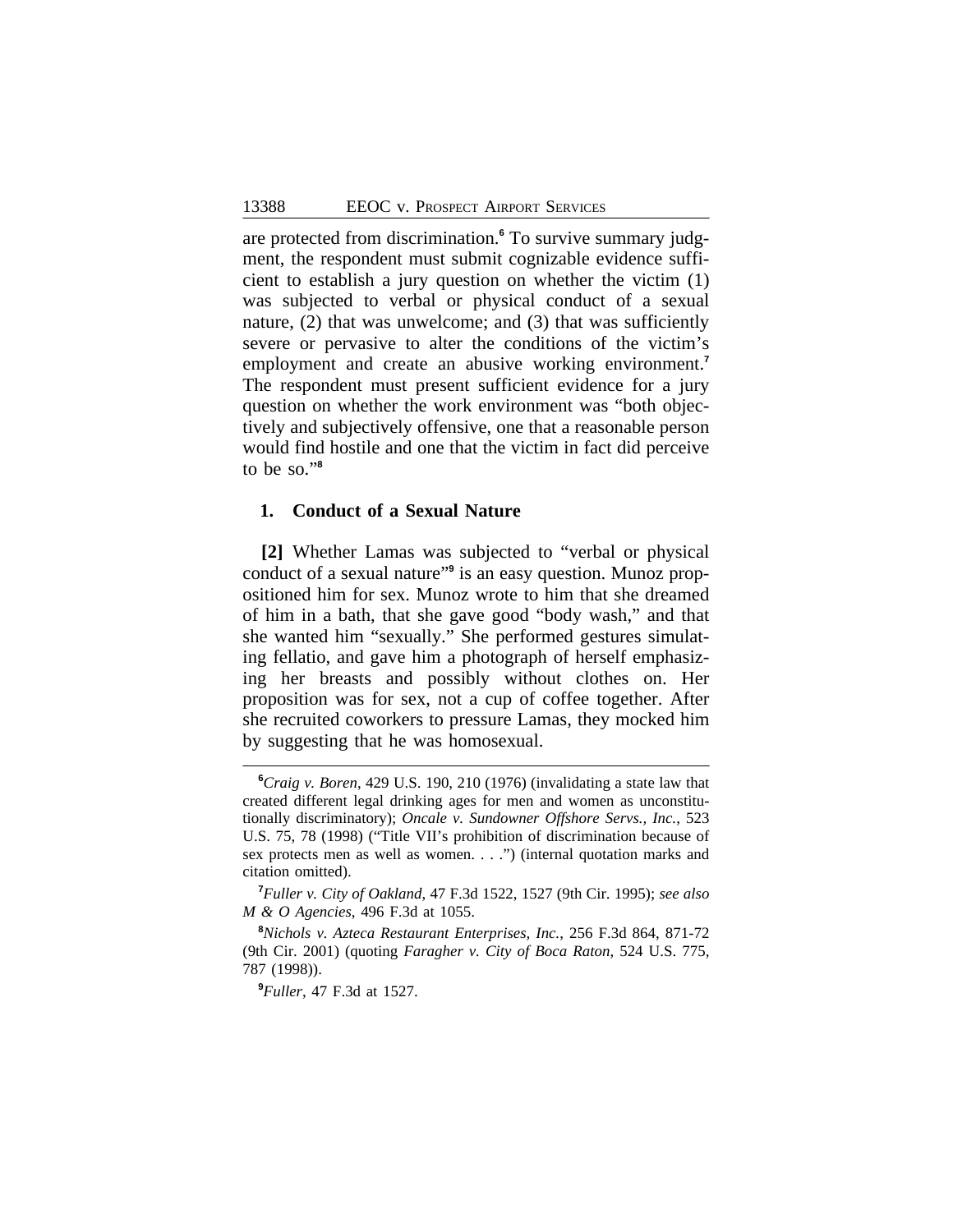are protected from discrimination.[6] To survive summary judgment, the respondent must submit cognizable evidence sufficient to establish a jury question on whether the victim (1) was subjected to verbal or physical conduct of a sexual nature, (2) that was unwelcome; and (3) that was sufficiently severe or pervasive to alter the conditions of the victim's employment and create an abusive working environment.[7] The respondent must present sufficient evidence for a jury question on whether the work environment was "both objectively and subjectively offensive, one that a reasonable person would find hostile and one that the victim in fact did perceive to be so."[8]

### 1. Conduct of a Sexual Nature

**[2]** Whether Lamas was subjected to "verbal or physical conduct of a sexual nature"[9] is an easy question. Munoz propositioned him for sex. Munoz wrote to him that she dreamed of him in a bath, that she gave good "body wash," and that she wanted him "sexually." She performed gestures simulating fellatio, and gave him a photograph of herself emphasizing her breasts and possibly without clothes on. Her proposition was for sex, not a cup of coffee together. After she recruited coworkers to pressure Lamas, they mocked him by suggesting that he was homosexual.

---

[6] *Craig v. Boren*, 429 U.S. 190, 210 (1976) (invalidating a state law that created different legal drinking ages for men and women as unconstitutionally discriminatory); *Oncale v. Sundowner Offshore Servs., Inc.*, 523 U.S. 75, 78 (1998) ("Title VII's prohibition of discrimination because of sex protects men as well as women. . . .") (internal quotation marks and citation omitted).

[7] *Fuller v. City of Oakland*, 47 F.3d 1522, 1527 (9th Cir. 1995); *see also M & O Agencies*, 496 F.3d at 1055.

[8] *Nichols v. Azteca Restaurant Enterprises, Inc.*, 256 F.3d 864, 871-72 (9th Cir. 2001) (quoting *Faragher v. City of Boca Raton*, 524 U.S. 775, 787 (1998)).

[9] *Fuller*, 47 F.3d at 1527.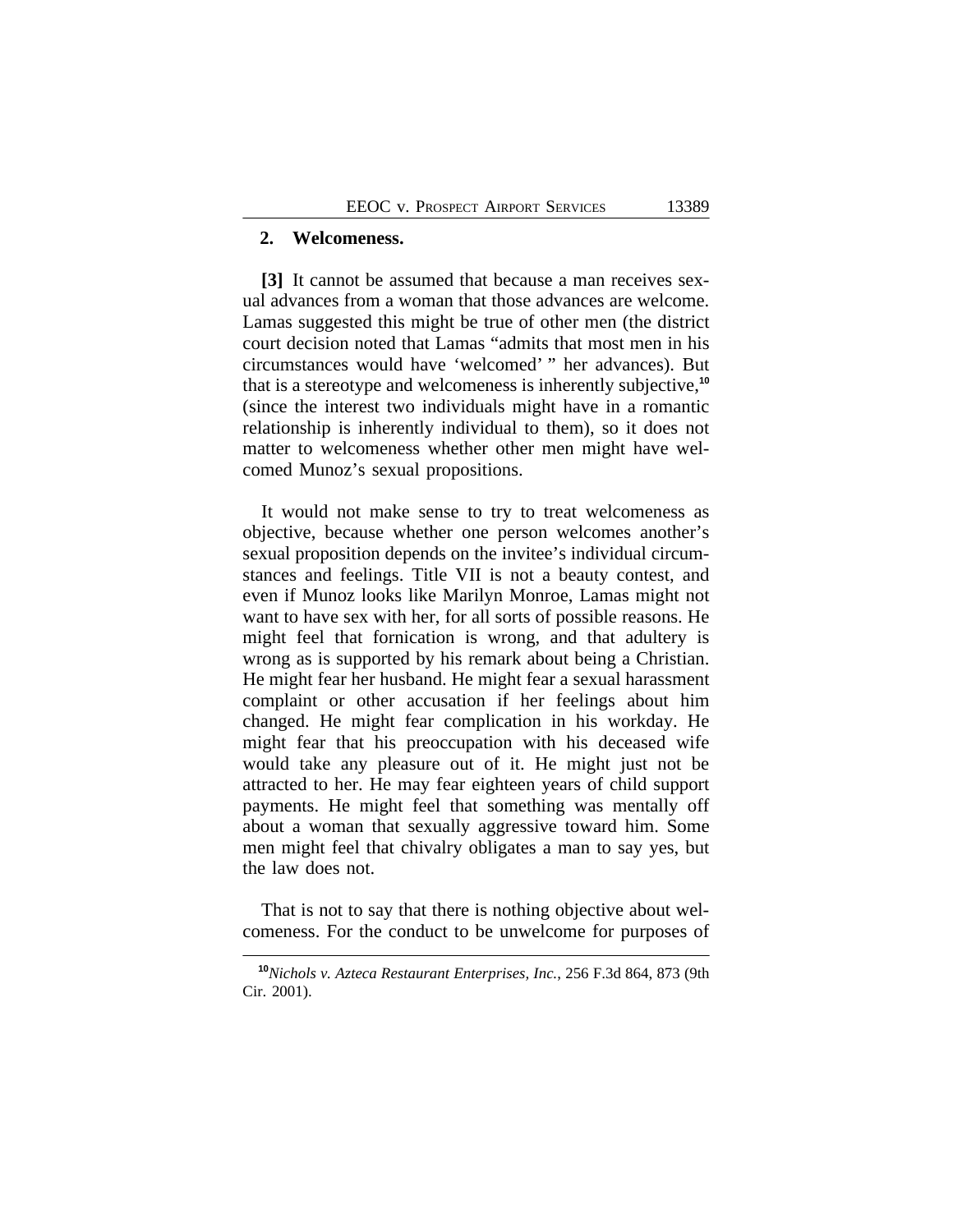## 2. Welcomeness.

**[3]** It cannot be assumed that because a man receives sexual advances from a woman that those advances are welcome. Lamas suggested this might be true of other men (the district court decision noted that Lamas "admits that most men in his circumstances would have 'welcomed' " her advances). But that is a stereotype and welcomeness is inherently subjective,[10] (since the interest two individuals might have in a romantic relationship is inherently individual to them), so it does not matter to welcomeness whether other men might have welcomed Munoz's sexual propositions.

It would not make sense to try to treat welcomeness as objective, because whether one person welcomes another's sexual proposition depends on the invitee's individual circumstances and feelings. Title VII is not a beauty contest, and even if Munoz looks like Marilyn Monroe, Lamas might not want to have sex with her, for all sorts of possible reasons. He might feel that fornication is wrong, and that adultery is wrong as is supported by his remark about being a Christian. He might fear her husband. He might fear a sexual harassment complaint or other accusation if her feelings about him changed. He might fear complication in his workday. He might fear that his preoccupation with his deceased wife would take any pleasure out of it. He might just not be attracted to her. He may fear eighteen years of child support payments. He might feel that something was mentally off about a woman that sexually aggressive toward him. Some men might feel that chivalry obligates a man to say yes, but the law does not.

That is not to say that there is nothing objective about welcomeness. For the conduct to be unwelcome for purposes of

[10] *Nichols v. Azteca Restaurant Enterprises, Inc.*, 256 F.3d 864, 873 (9th Cir. 2001).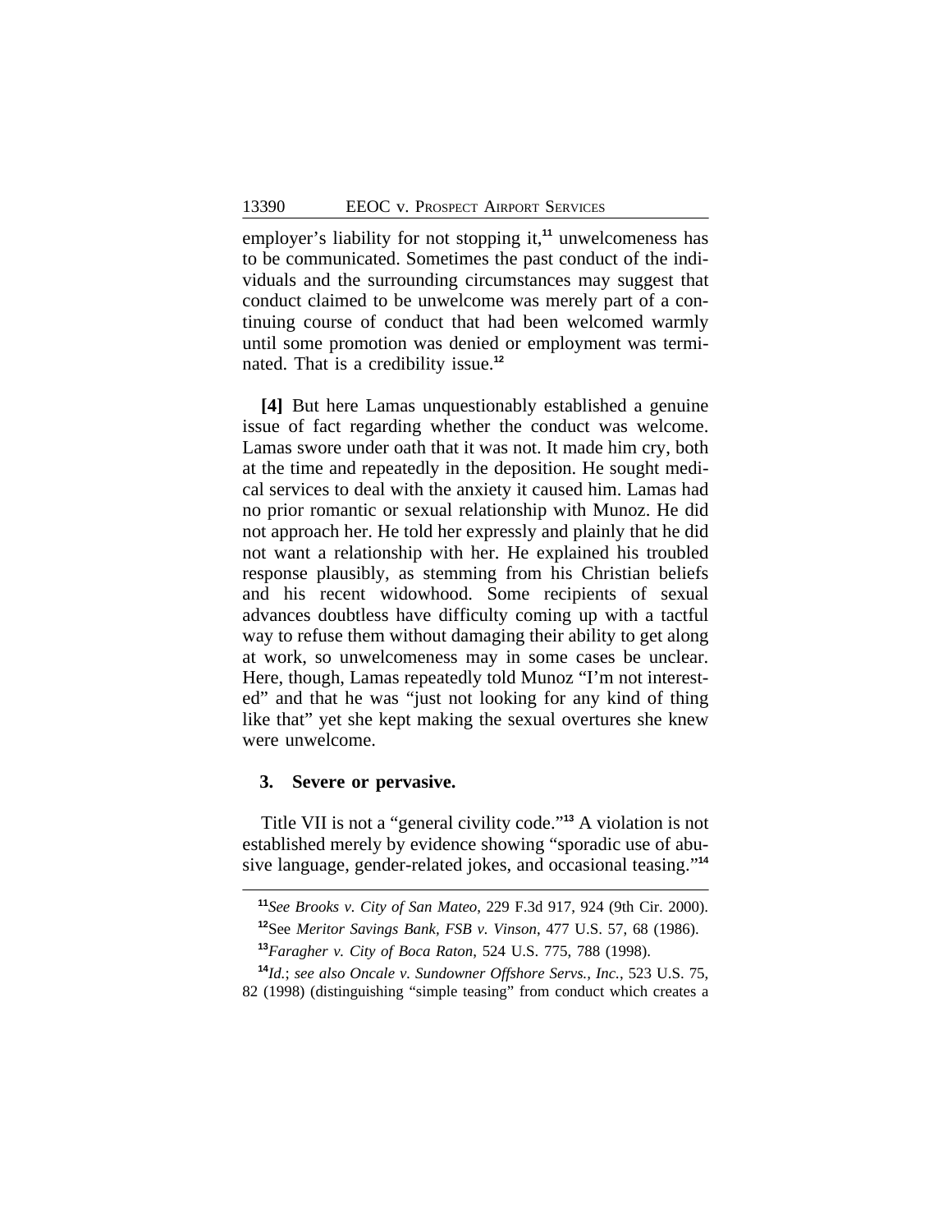employer's liability for not stopping it,[11] unwelcomeness has to be communicated. Sometimes the past conduct of the individuals and the surrounding circumstances may suggest that conduct claimed to be unwelcome was merely part of a continuing course of conduct that had been welcomed warmly until some promotion was denied or employment was terminated. That is a credibility issue.[12]

**[4]** But here Lamas unquestionably established a genuine issue of fact regarding whether the conduct was welcome. Lamas swore under oath that it was not. It made him cry, both at the time and repeatedly in the deposition. He sought medical services to deal with the anxiety it caused him. Lamas had no prior romantic or sexual relationship with Munoz. He did not approach her. He told her expressly and plainly that he did not want a relationship with her. He explained his troubled response plausibly, as stemming from his Christian beliefs and his recent widowhood. Some recipients of sexual advances doubtless have difficulty coming up with a tactful way to refuse them without damaging their ability to get along at work, so unwelcomeness may in some cases be unclear. Here, though, Lamas repeatedly told Munoz "I'm not interested" and that he was "just not looking for any kind of thing like that" yet she kept making the sexual overtures she knew were unwelcome.

### 3. Severe or pervasive.

Title VII is not a "general civility code."[13] A violation is not established merely by evidence showing "sporadic use of abusive language, gender-related jokes, and occasional teasing."[14]

---

[11] *See Brooks v. City of San Mateo*, 229 F.3d 917, 924 (9th Cir. 2000).

[12] See *Meritor Savings Bank, FSB v. Vinson*, 477 U.S. 57, 68 (1986).

[13] *Faragher v. City of Boca Raton*, 524 U.S. 775, 788 (1998).

[14] *Id.*; *see also Oncale v. Sundowner Offshore Servs., Inc.*, 523 U.S. 75, 82 (1998) (distinguishing "simple teasing" from conduct which creates a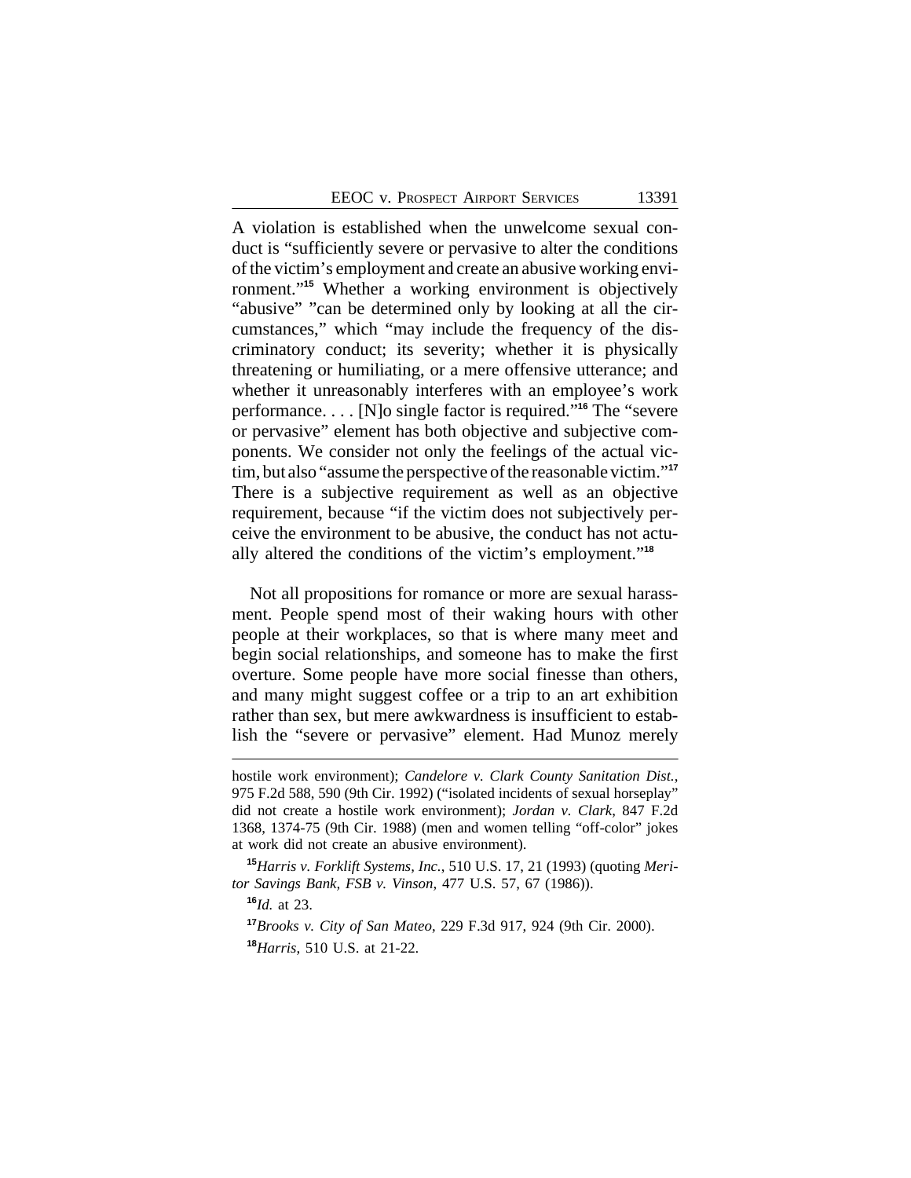A violation is established when the unwelcome sexual conduct is "sufficiently severe or pervasive to alter the conditions of the victim's employment and create an abusive working environment."[15] Whether a working environment is objectively "abusive" "can be determined only by looking at all the circumstances," which "may include the frequency of the discriminatory conduct; its severity; whether it is physically threatening or humiliating, or a mere offensive utterance; and whether it unreasonably interferes with an employee's work performance. . . . [N]o single factor is required."[16] The "severe or pervasive" element has both objective and subjective components. We consider not only the feelings of the actual victim, but also "assume the perspective of the reasonable victim."[17] There is a subjective requirement as well as an objective requirement, because "if the victim does not subjectively perceive the environment to be abusive, the conduct has not actually altered the conditions of the victim's employment."[18]

Not all propositions for romance or more are sexual harassment. People spend most of their waking hours with other people at their workplaces, so that is where many meet and begin social relationships, and someone has to make the first overture. Some people have more social finesse than others, and many might suggest coffee or a trip to an art exhibition rather than sex, but mere awkwardness is insufficient to establish the "severe or pervasive" element. Had Munoz merely

---

hostile work environment); *Candelore v. Clark County Sanitation Dist.*, 975 F.2d 588, 590 (9th Cir. 1992) ("isolated incidents of sexual horseplay" did not create a hostile work environment); *Jordan v. Clark*, 847 F.2d 1368, 1374-75 (9th Cir. 1988) (men and women telling "off-color" jokes at work did not create an abusive environment).

[15] *Harris v. Forklift Systems, Inc.*, 510 U.S. 17, 21 (1993) (quoting *Meritor Savings Bank, FSB v. Vinson*, 477 U.S. 57, 67 (1986)).

[16] *Id.* at 23.

[17] *Brooks v. City of San Mateo*, 229 F.3d 917, 924 (9th Cir. 2000).

[18] *Harris*, 510 U.S. at 21-22.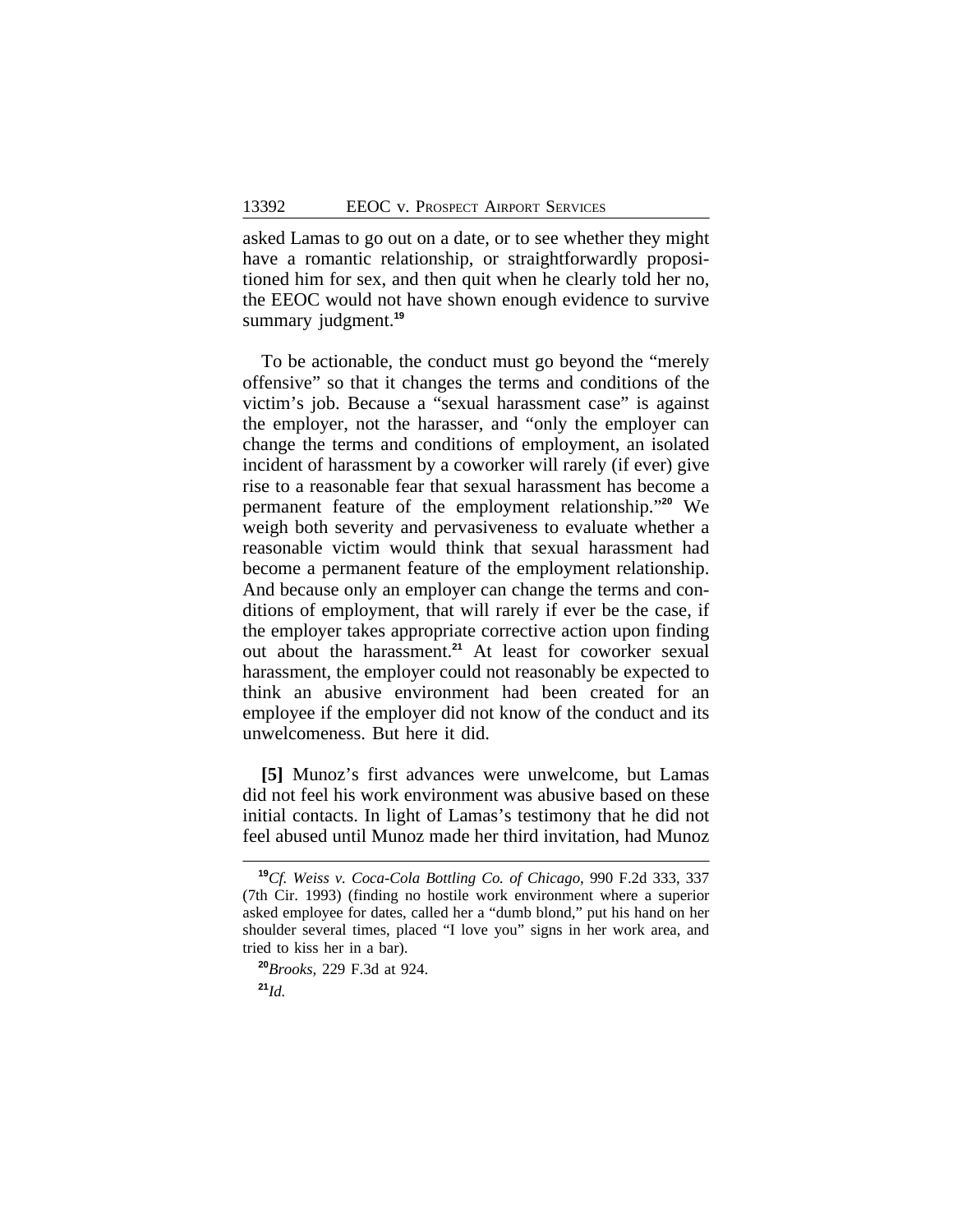asked Lamas to go out on a date, or to see whether they might have a romantic relationship, or straightforwardly propositioned him for sex, and then quit when he clearly told her no, the EEOC would not have shown enough evidence to survive summary judgment.[19]

To be actionable, the conduct must go beyond the "merely offensive" so that it changes the terms and conditions of the victim's job. Because a "sexual harassment case" is against the employer, not the harasser, and "only the employer can change the terms and conditions of employment, an isolated incident of harassment by a coworker will rarely (if ever) give rise to a reasonable fear that sexual harassment has become a permanent feature of the employment relationship."[20] We weigh both severity and pervasiveness to evaluate whether a reasonable victim would think that sexual harassment had become a permanent feature of the employment relationship. And because only an employer can change the terms and conditions of employment, that will rarely if ever be the case, if the employer takes appropriate corrective action upon finding out about the harassment.[21] At least for coworker sexual harassment, the employer could not reasonably be expected to think an abusive environment had been created for an employee if the employer did not know of the conduct and its unwelcomeness. But here it did.

**[5]** Munoz's first advances were unwelcome, but Lamas did not feel his work environment was abusive based on these initial contacts. In light of Lamas's testimony that he did not feel abused until Munoz made her third invitation, had Munoz

---

[19] *Cf. Weiss v. Coca-Cola Bottling Co. of Chicago*, 990 F.2d 333, 337 (7th Cir. 1993) (finding no hostile work environment where a superior asked employee for dates, called her a "dumb blond," put his hand on her shoulder several times, placed "I love you" signs in her work area, and tried to kiss her in a bar).

[20] *Brooks*, 229 F.3d at 924.

[21] *Id.*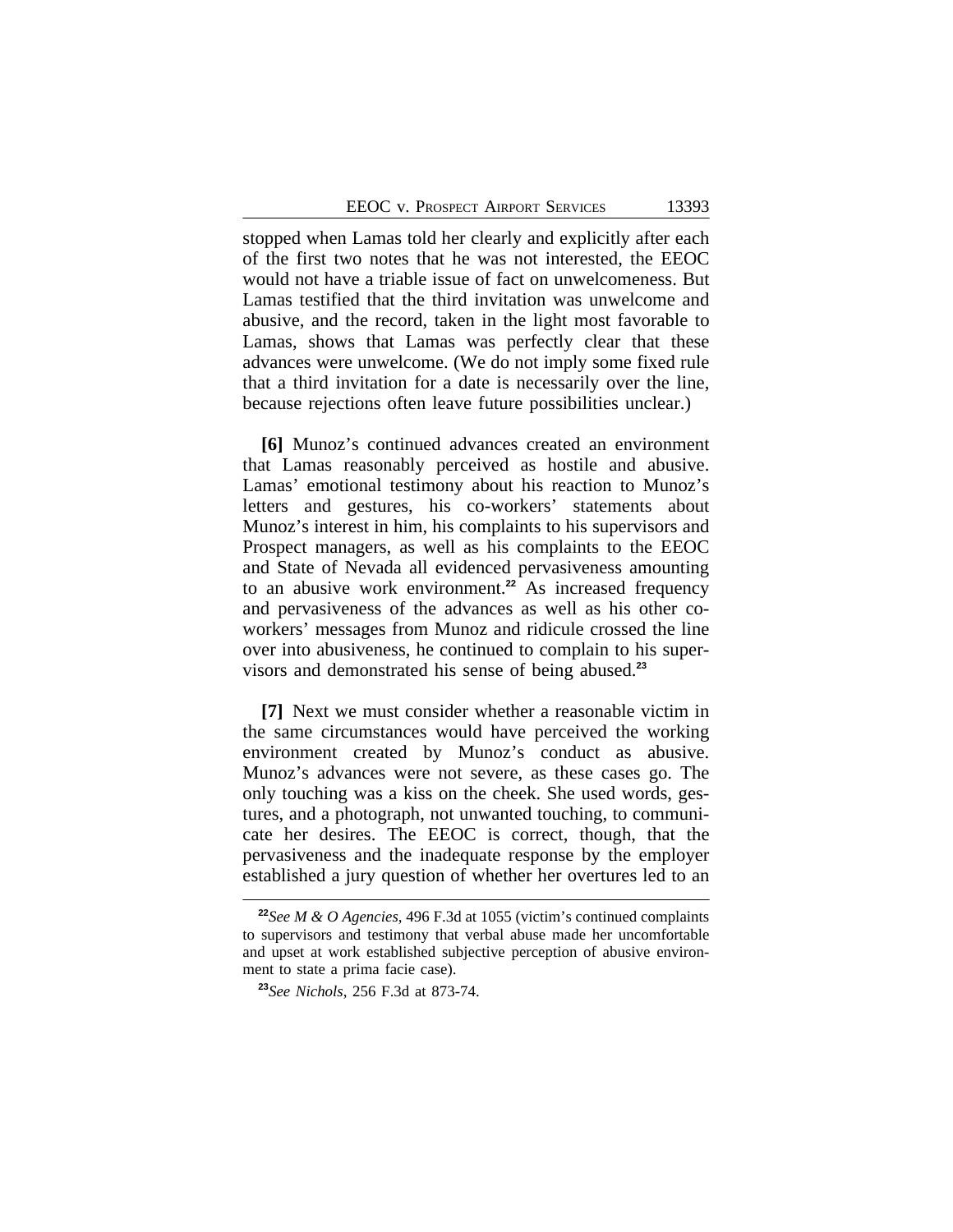stopped when Lamas told her clearly and explicitly after each of the first two notes that he was not interested, the EEOC would not have a triable issue of fact on unwelcomeness. But Lamas testified that the third invitation was unwelcome and abusive, and the record, taken in the light most favorable to Lamas, shows that Lamas was perfectly clear that these advances were unwelcome. (We do not imply some fixed rule that a third invitation for a date is necessarily over the line, because rejections often leave future possibilities unclear.)

**[6]** Munoz's continued advances created an environment that Lamas reasonably perceived as hostile and abusive. Lamas' emotional testimony about his reaction to Munoz's letters and gestures, his co-workers' statements about Munoz's interest in him, his complaints to his supervisors and Prospect managers, as well as his complaints to the EEOC and State of Nevada all evidenced pervasiveness amounting to an abusive work environment.[22] As increased frequency and pervasiveness of the advances as well as his other co-workers' messages from Munoz and ridicule crossed the line over into abusiveness, he continued to complain to his supervisors and demonstrated his sense of being abused.[23]

**[7]** Next we must consider whether a reasonable victim in the same circumstances would have perceived the working environment created by Munoz's conduct as abusive. Munoz's advances were not severe, as these cases go. The only touching was a kiss on the cheek. She used words, gestures, and a photograph, not unwanted touching, to communicate her desires. The EEOC is correct, though, that the pervasiveness and the inadequate response by the employer established a jury question of whether her overtures led to an

---

[22]*See M & O Agencies*, 496 F.3d at 1055 (victim's continued complaints to supervisors and testimony that verbal abuse made her uncomfortable and upset at work established subjective perception of abusive environment to state a prima facie case).

[23]*See Nichols*, 256 F.3d at 873-74.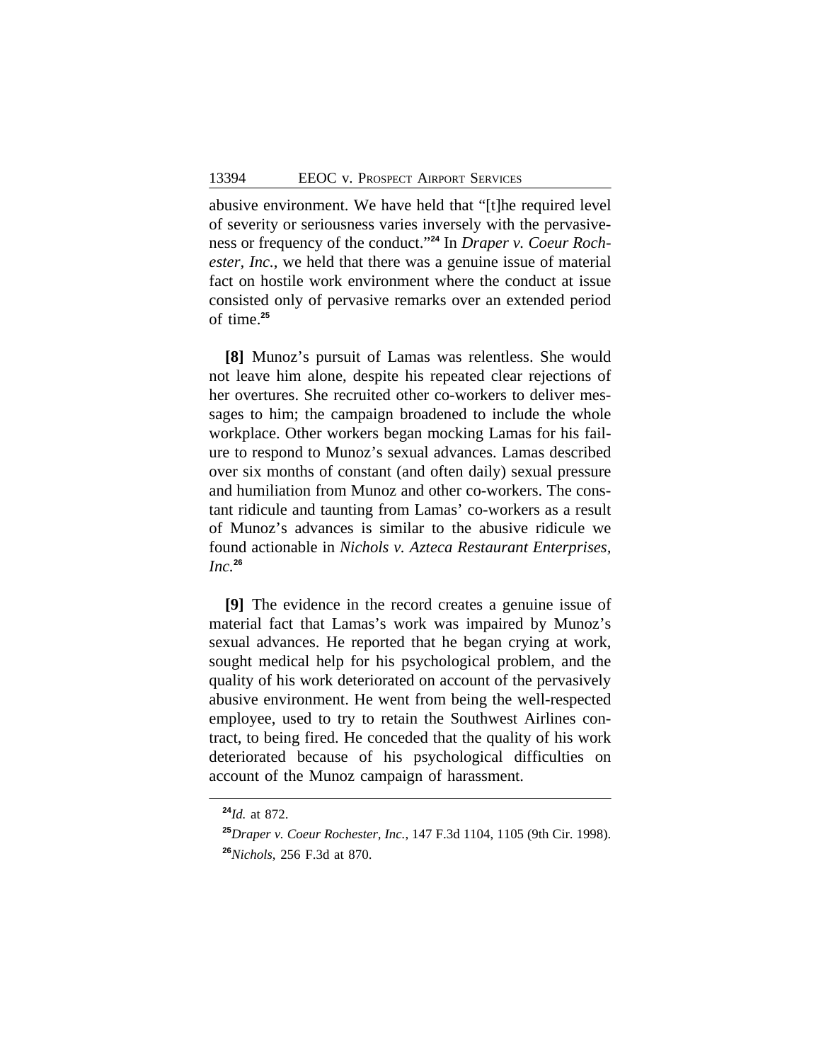abusive environment. We have held that "[t]he required level of severity or seriousness varies inversely with the pervasiveness or frequency of the conduct."[24] In *Draper v. Coeur Rochester, Inc.*, we held that there was a genuine issue of material fact on hostile work environment where the conduct at issue consisted only of pervasive remarks over an extended period of time.[25]

**[8]** Munoz's pursuit of Lamas was relentless. She would not leave him alone, despite his repeated clear rejections of her overtures. She recruited other co-workers to deliver messages to him; the campaign broadened to include the whole workplace. Other workers began mocking Lamas for his failure to respond to Munoz's sexual advances. Lamas described over six months of constant (and often daily) sexual pressure and humiliation from Munoz and other co-workers. The constant ridicule and taunting from Lamas' co-workers as a result of Munoz's advances is similar to the abusive ridicule we found actionable in *Nichols v. Azteca Restaurant Enterprises, Inc.*[26]

**[9]** The evidence in the record creates a genuine issue of material fact that Lamas's work was impaired by Munoz's sexual advances. He reported that he began crying at work, sought medical help for his psychological problem, and the quality of his work deteriorated on account of the pervasively abusive environment. He went from being the well-respected employee, used to try to retain the Southwest Airlines contract, to being fired. He conceded that the quality of his work deteriorated because of his psychological difficulties on account of the Munoz campaign of harassment.

---

[24] *Id.* at 872.

[25] *Draper v. Coeur Rochester, Inc.*, 147 F.3d 1104, 1105 (9th Cir. 1998).

[26] *Nichols*, 256 F.3d at 870.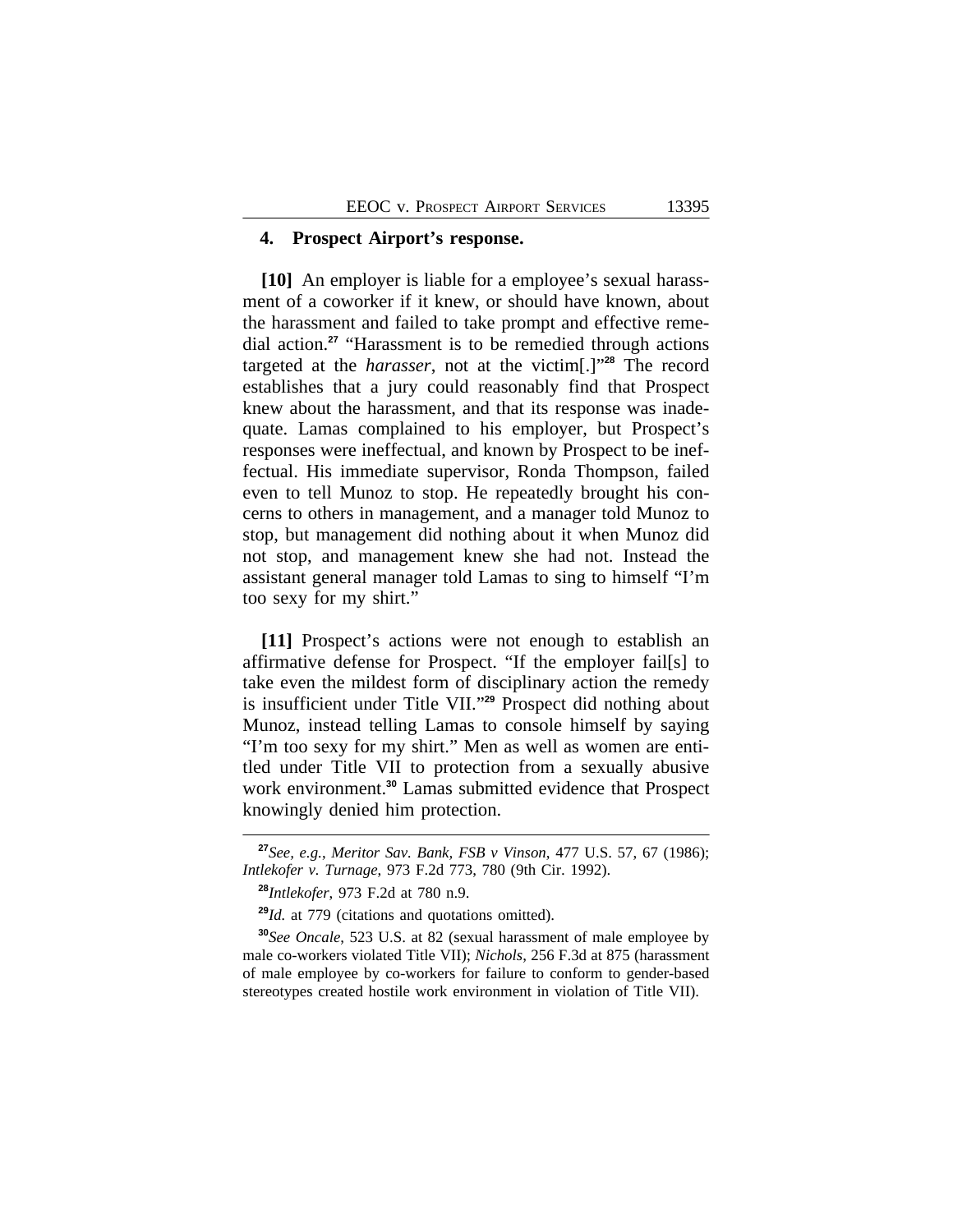#### 4. Prospect Airport's response.

**[10]** An employer is liable for a employee's sexual harassment of a coworker if it knew, or should have known, about the harassment and failed to take prompt and effective remedial action.[27] "Harassment is to be remedied through actions targeted at the *harasser*, not at the victim[.]"[28] The record establishes that a jury could reasonably find that Prospect knew about the harassment, and that its response was inadequate. Lamas complained to his employer, but Prospect's responses were ineffectual, and known by Prospect to be ineffectual. His immediate supervisor, Ronda Thompson, failed even to tell Munoz to stop. He repeatedly brought his concerns to others in management, and a manager told Munoz to stop, but management did nothing about it when Munoz did not stop, and management knew she had not. Instead the assistant general manager told Lamas to sing to himself "I'm too sexy for my shirt."

**[11]** Prospect's actions were not enough to establish an affirmative defense for Prospect. "If the employer fail[s] to take even the mildest form of disciplinary action the remedy is insufficient under Title VII."[29] Prospect did nothing about Munoz, instead telling Lamas to console himself by saying "I'm too sexy for my shirt." Men as well as women are entitled under Title VII to protection from a sexually abusive work environment.[30] Lamas submitted evidence that Prospect knowingly denied him protection.

---

[27] *See, e.g.*, *Meritor Sav. Bank, FSB v Vinson*, 477 U.S. 57, 67 (1986); *Intlekofer v. Turnage*, 973 F.2d 773, 780 (9th Cir. 1992).

[28] *Intlekofer*, 973 F.2d at 780 n.9.

[29] *Id.* at 779 (citations and quotations omitted).

[30] *See Oncale*, 523 U.S. at 82 (sexual harassment of male employee by male co-workers violated Title VII); *Nichols*, 256 F.3d at 875 (harassment of male employee by co-workers for failure to conform to gender-based stereotypes created hostile work environment in violation of Title VII).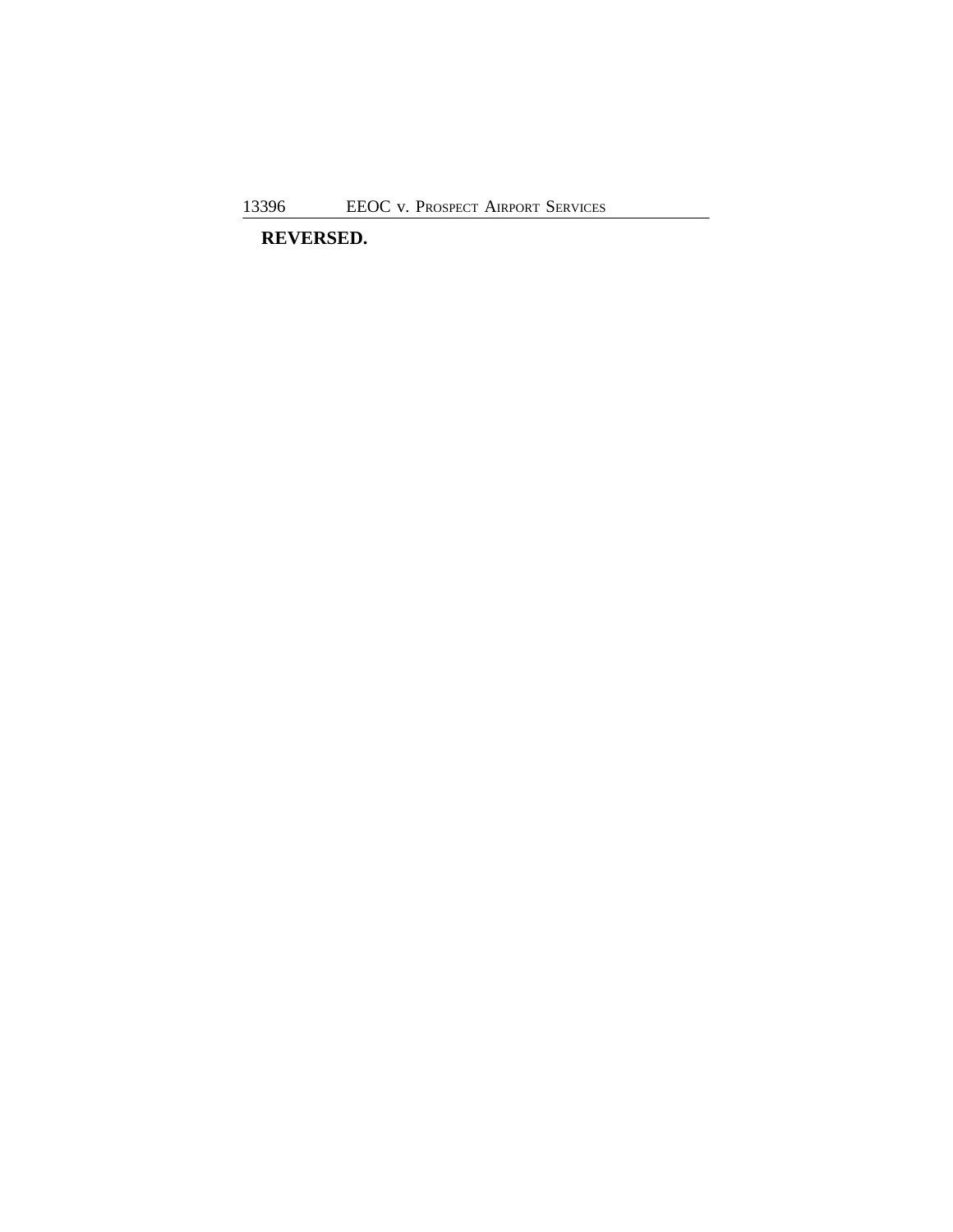**REVERSED.**